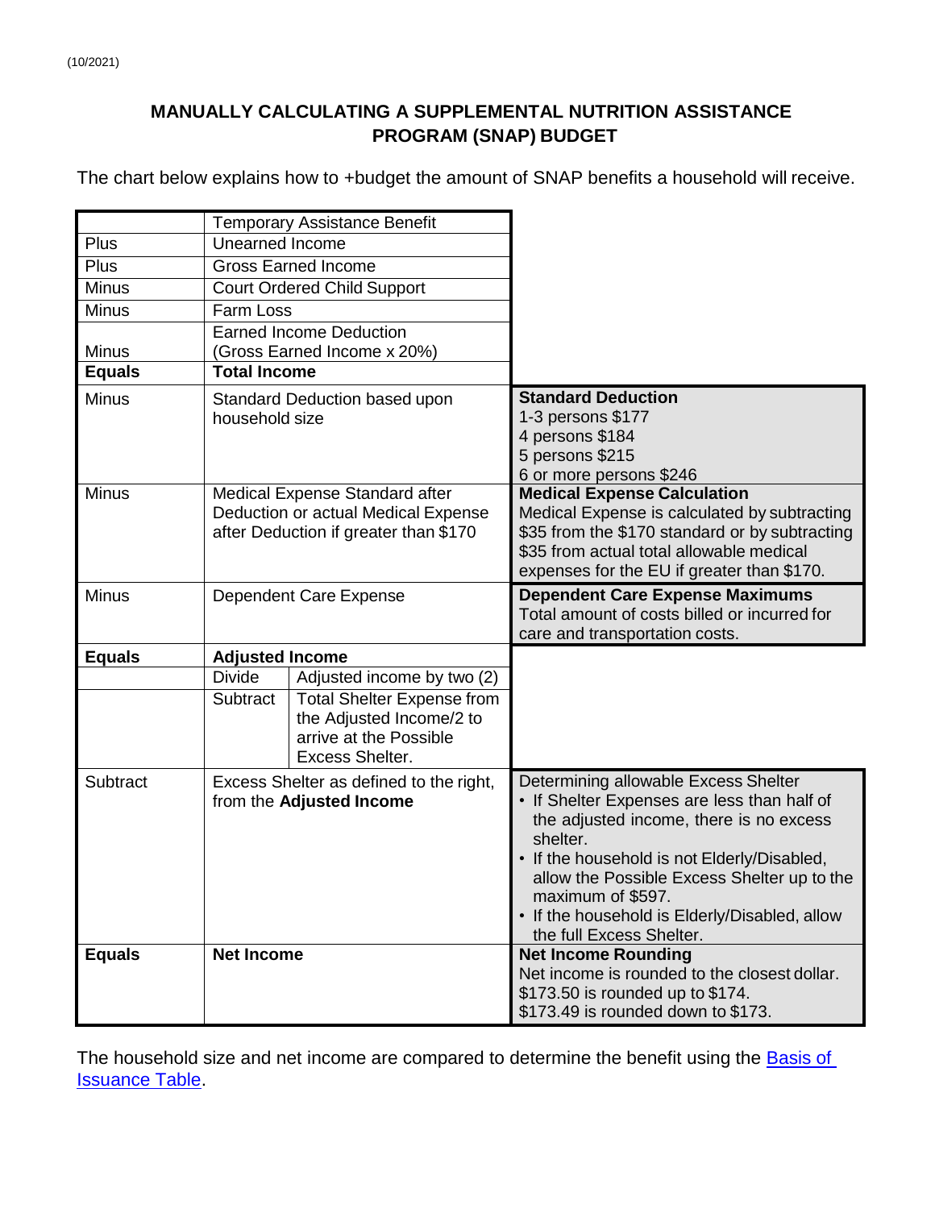(10/2021)

## MANUALLY CALCULATING A SUPPLEMENTAL NUTRITION ASSISTANCE PROGRAM (SNAP) BUDGET

The chart below explains how to +budget the amount of SNAP benefits a household will receive.

| | | | |
|---|---|---|---|
| | Temporary Assistance Benefit | | |
| Plus | Unearned Income | | |
| Plus | Gross Earned Income | | |
| Minus | Court Ordered Child Support | | |
| Minus | Farm Loss | | |
| Minus | Earned Income Deduction (Gross Earned Income x 20%) | | |
| **Equals** | **Total Income** | | |
| Minus | Standard Deduction based upon household size | | **Standard Deduction**<br>1-3 persons $177<br>4 persons $184<br>5 persons $215<br>6 or more persons $246 |
| Minus | Medical Expense Standard after Deduction or actual Medical Expense after Deduction if greater than $170 | | **Medical Expense Calculation**<br>Medical Expense is calculated by subtracting $35 from the $170 standard or by subtracting $35 from actual total allowable medical expenses for the EU if greater than $170. |
| Minus | Dependent Care Expense | | **Dependent Care Expense Maximums**<br>Total amount of costs billed or incurred for care and transportation costs. |
| **Equals** | **Adjusted Income** | | |
| | Divide | Adjusted income by two (2) | |
| | Subtract | Total Shelter Expense from the Adjusted Income/2 to arrive at the Possible Excess Shelter. | |
| Subtract | Excess Shelter as defined to the right, from the **Adjusted Income** | | Determining allowable Excess Shelter<br>• If Shelter Expenses are less than half of the adjusted income, there is no excess shelter.<br>• If the household is not Elderly/Disabled, allow the Possible Excess Shelter up to the maximum of $597.<br>• If the household is Elderly/Disabled, allow the full Excess Shelter. |
| **Equals** | **Net Income** | | **Net Income Rounding**<br>Net income is rounded to the closest dollar.<br>$173.50 is rounded up to $174.<br>$173.49 is rounded down to $173. |

The household size and net income are compared to determine the benefit using the [Basis of Issuance Table](#).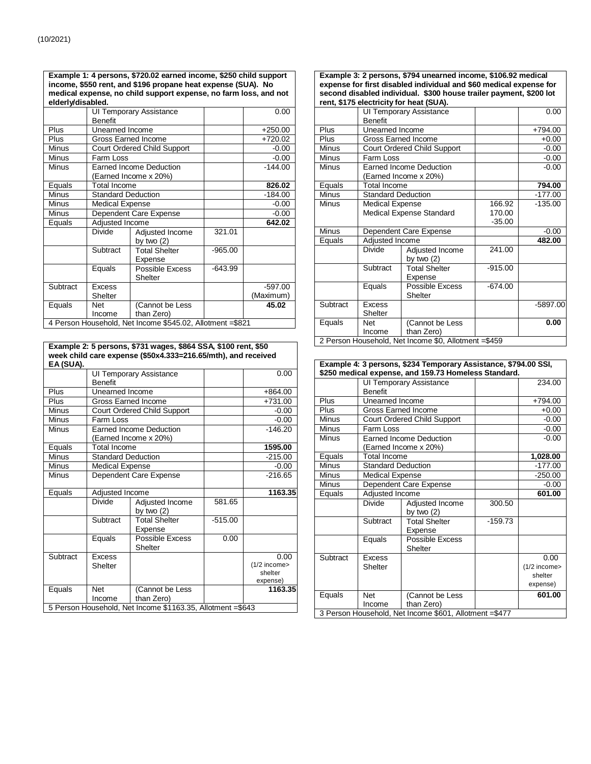(10/2021)

**Example 1: 4 persons, $720.02 earned income, $250 child support income, $550 rent, and $196 propane heat expense (SUA). No medical expense, no child support expense, no farm loss, and not elderly/disabled.**

| | | | | |
|---|---|---|---|---|
| | UI Temporary Assistance Benefit | | | 0.00 |
| Plus | Unearned Income | | | +250.00 |
| Plus | Gross Earned Income | | | +720.02 |
| Minus | Court Ordered Child Support | | | -0.00 |
| Minus | Farm Loss | | | -0.00 |
| Minus | Earned Income Deduction (Earned Income x 20%) | | | -144.00 |
| Equals | Total Income | | | **826.02** |
| Minus | Standard Deduction | | | -184.00 |
| Minus | Medical Expense | | | -0.00 |
| Minus | Dependent Care Expense | | | -0.00 |
| Equals | Adjusted Income | | | **642.02** |
| | Divide | Adjusted Income by two (2) | 321.01 | |
| | Subtract | Total Shelter Expense | -965.00 | |
| | Equals | Possible Excess Shelter | -643.99 | |
| Subtract | Excess Shelter | | | -597.00 (Maximum) |
| Equals | Net Income | (Cannot be Less than Zero) | | **45.02** |
| 4 Person Household, Net Income $545.02, Allotment =$821 | | | | |

**Example 2: 5 persons, $731 wages, $864 SSA, $100 rent, $50 week child care expense ($50x4.333=216.65/mth), and received EA (SUA).**

| | | | | |
|---|---|---|---|---|
| | UI Temporary Assistance Benefit | | | 0.00 |
| Plus | Unearned Income | | | +864.00 |
| Plus | Gross Earned Income | | | +731.00 |
| Minus | Court Ordered Child Support | | | -0.00 |
| Minus | Farm Loss | | | -0.00 |
| Minus | Earned Income Deduction (Earned Income x 20%) | | | -146.20 |
| Equals | Total Income | | | **1595.00** |
| Minus | Standard Deduction | | | -215.00 |
| Minus | Medical Expense | | | -0.00 |
| Minus | Dependent Care Expense | | | -216.65 |
| Equals | Adjusted Income | | | **1163.35** |
| | Divide | Adjusted Income by two (2) | 581.65 | |
| | Subtract | Total Shelter Expense | -515.00 | |
| | Equals | Possible Excess Shelter | 0.00 | |
| Subtract | Excess Shelter | | | 0.00 (1/2 income> shelter expense) |
| Equals | Net Income | (Cannot be Less than Zero) | | **1163.35** |
| 5 Person Household, Net Income $1163.35, Allotment =$643 | | | | |

**Example 3: 2 persons, $794 unearned income, $106.92 medical expense for first disabled individual and $60 medical expense for second disabled individual. $300 house trailer payment, $200 lot rent, $175 electricity for heat (SUA).**

| | | | | |
|---|---|---|---|---|
| | UI Temporary Assistance Benefit | | | 0.00 |
| Plus | Unearned Income | | | +794.00 |
| Plus | Gross Earned Income | | | +0.00 |
| Minus | Court Ordered Child Support | | | -0.00 |
| Minus | Farm Loss | | | -0.00 |
| Minus | Earned Income Deduction (Earned Income x 20%) | | | -0.00 |
| Equals | Total Income | | | **794.00** |
| Minus | Standard Deduction | | | -177.00 |
| Minus | Medical Expense<br>Medical Expense Standard | | 166.92<br>170.00<br>-35.00 | -135.00 |
| Minus | Dependent Care Expense | | | -0.00 |
| Equals | Adjusted Income | | | **482.00** |
| | Divide | Adjusted Income by two (2) | 241.00 | |
| | Subtract | Total Shelter Expense | -915.00 | |
| | Equals | Possible Excess Shelter | -674.00 | |
| Subtract | Excess Shelter | | | -5897.00 |
| Equals | Net Income | (Cannot be Less than Zero) | | **0.00** |
| 2 Person Household, Net Income $0, Allotment =$459 | | | | |

**Example 4: 3 persons, $234 Temporary Assistance, $794.00 SSI, $250 medical expense, and 159.73 Homeless Standard.**

| | | | | |
|---|---|---|---|---|
| | UI Temporary Assistance Benefit | | | 234.00 |
| Plus | Unearned Income | | | +794.00 |
| Plus | Gross Earned Income | | | +0.00 |
| Minus | Court Ordered Child Support | | | -0.00 |
| Minus | Farm Loss | | | -0.00 |
| Minus | Earned Income Deduction (Earned Income x 20%) | | | -0.00 |
| Equals | Total Income | | | **1,028.00** |
| Minus | Standard Deduction | | | -177.00 |
| Minus | Medical Expense | | | -250.00 |
| Minus | Dependent Care Expense | | | -0.00 |
| Equals | Adjusted Income | | | **601.00** |
| | Divide | Adjusted Income by two (2) | 300.50 | |
| | Subtract | Total Shelter Expense | -159.73 | |
| | Equals | Possible Excess Shelter | | |
| Subtract | Excess Shelter | | | 0.00 (1/2 income> shelter expense) |
| Equals | Net Income | (Cannot be Less than Zero) | | **601.00** |
| 3 Person Household, Net Income $601, Allotment =$477 | | | | |